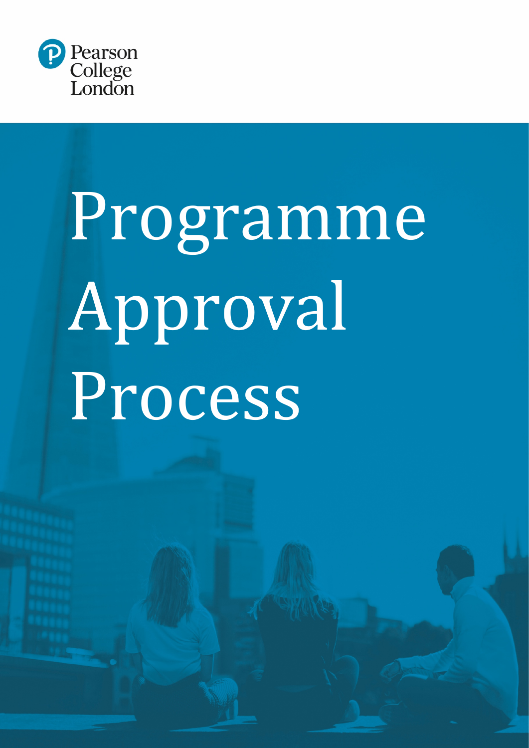Pearson College London

# Programme Approval Process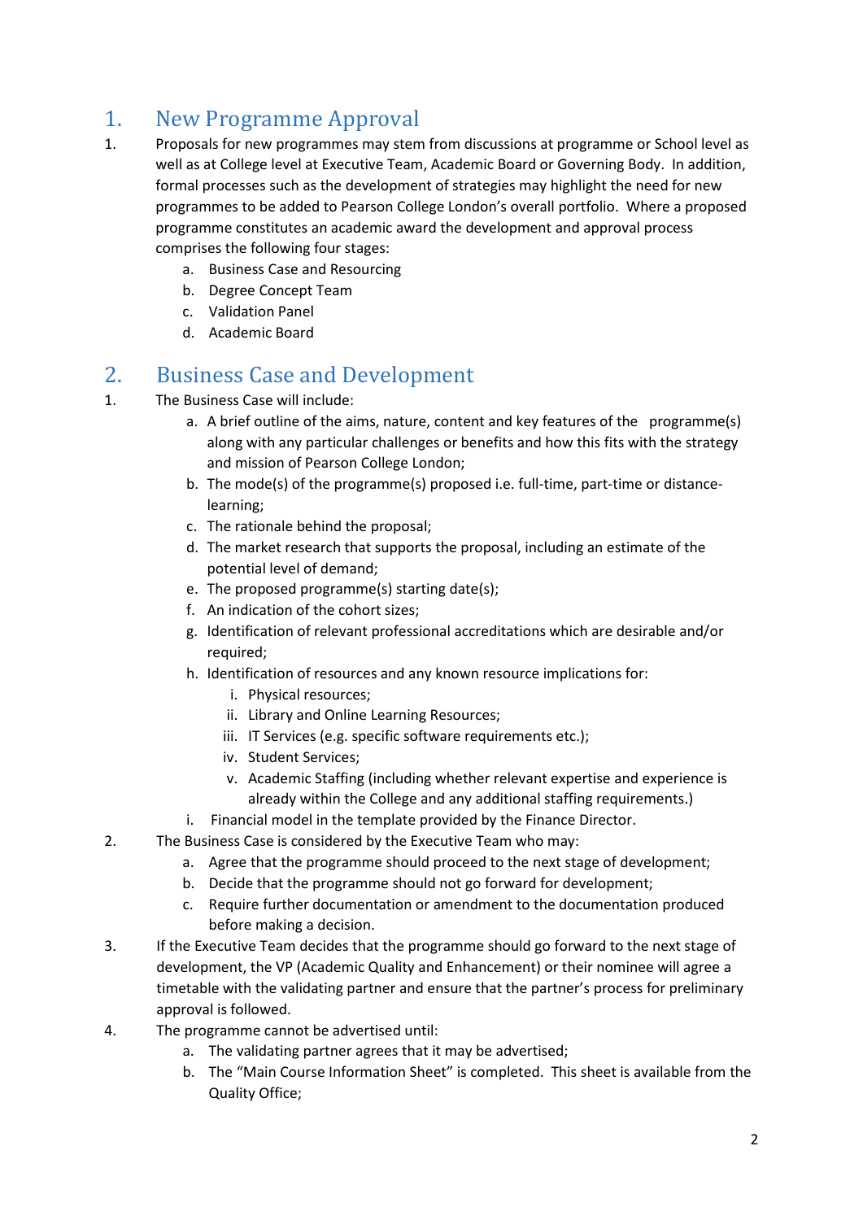# 1. New Programme Approval

1. Proposals for new programmes may stem from discussions at programme or School level as well as at College level at Executive Team, Academic Board or Governing Body. In addition, formal processes such as the development of strategies may highlight the need for new programmes to be added to Pearson College London's overall portfolio. Where a proposed programme constitutes an academic award the development and approval process comprises the following four stages:
   a. Business Case and Resourcing
   b. Degree Concept Team
   c. Validation Panel
   d. Academic Board

# 2. Business Case and Development

1. The Business Case will include:
   a. A brief outline of the aims, nature, content and key features of the programme(s) along with any particular challenges or benefits and how this fits with the strategy and mission of Pearson College London;
   b. The mode(s) of the programme(s) proposed i.e. full-time, part-time or distance-learning;
   c. The rationale behind the proposal;
   d. The market research that supports the proposal, including an estimate of the potential level of demand;
   e. The proposed programme(s) starting date(s);
   f. An indication of the cohort sizes;
   g. Identification of relevant professional accreditations which are desirable and/or required;
   h. Identification of resources and any known resource implications for:
      i. Physical resources;
      ii. Library and Online Learning Resources;
      iii. IT Services (e.g. specific software requirements etc.);
      iv. Student Services;
      v. Academic Staffing (including whether relevant expertise and experience is already within the College and any additional staffing requirements.)
   i. Financial model in the template provided by the Finance Director.
2. The Business Case is considered by the Executive Team who may:
   a. Agree that the programme should proceed to the next stage of development;
   b. Decide that the programme should not go forward for development;
   c. Require further documentation or amendment to the documentation produced before making a decision.
3. If the Executive Team decides that the programme should go forward to the next stage of development, the VP (Academic Quality and Enhancement) or their nominee will agree a timetable with the validating partner and ensure that the partner's process for preliminary approval is followed.
4. The programme cannot be advertised until:
   a. The validating partner agrees that it may be advertised;
   b. The "Main Course Information Sheet" is completed. This sheet is available from the Quality Office;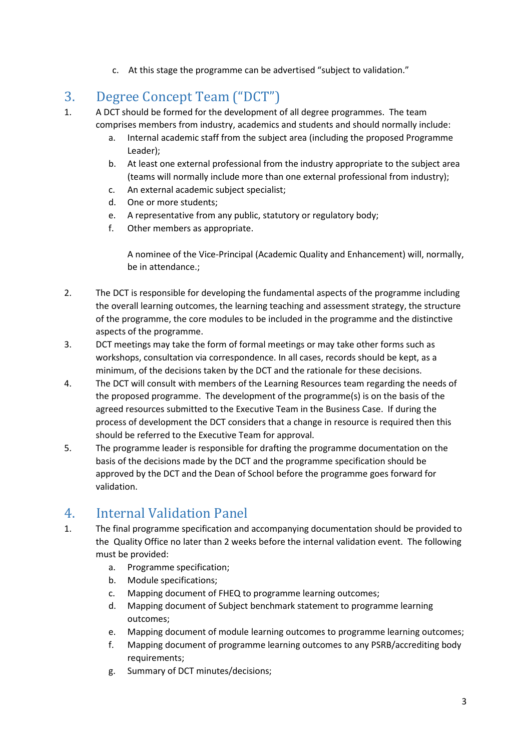c. At this stage the programme can be advertised "subject to validation."

## 3. Degree Concept Team ("DCT")

1. A DCT should be formed for the development of all degree programmes. The team comprises members from industry, academics and students and should normally include:
   a. Internal academic staff from the subject area (including the proposed Programme Leader);
   b. At least one external professional from the industry appropriate to the subject area (teams will normally include more than one external professional from industry);
   c. An external academic subject specialist;
   d. One or more students;
   e. A representative from any public, statutory or regulatory body;
   f. Other members as appropriate.

   A nominee of the Vice-Principal (Academic Quality and Enhancement) will, normally, be in attendance.;

2. The DCT is responsible for developing the fundamental aspects of the programme including the overall learning outcomes, the learning teaching and assessment strategy, the structure of the programme, the core modules to be included in the programme and the distinctive aspects of the programme.
3. DCT meetings may take the form of formal meetings or may take other forms such as workshops, consultation via correspondence. In all cases, records should be kept, as a minimum, of the decisions taken by the DCT and the rationale for these decisions.
4. The DCT will consult with members of the Learning Resources team regarding the needs of the proposed programme. The development of the programme(s) is on the basis of the agreed resources submitted to the Executive Team in the Business Case. If during the process of development the DCT considers that a change in resource is required then this should be referred to the Executive Team for approval.
5. The programme leader is responsible for drafting the programme documentation on the basis of the decisions made by the DCT and the programme specification should be approved by the DCT and the Dean of School before the programme goes forward for validation.

## 4. Internal Validation Panel

1. The final programme specification and accompanying documentation should be provided to the Quality Office no later than 2 weeks before the internal validation event. The following must be provided:
   a. Programme specification;
   b. Module specifications;
   c. Mapping document of FHEQ to programme learning outcomes;
   d. Mapping document of Subject benchmark statement to programme learning outcomes;
   e. Mapping document of module learning outcomes to programme learning outcomes;
   f. Mapping document of programme learning outcomes to any PSRB/accrediting body requirements;
   g. Summary of DCT minutes/decisions;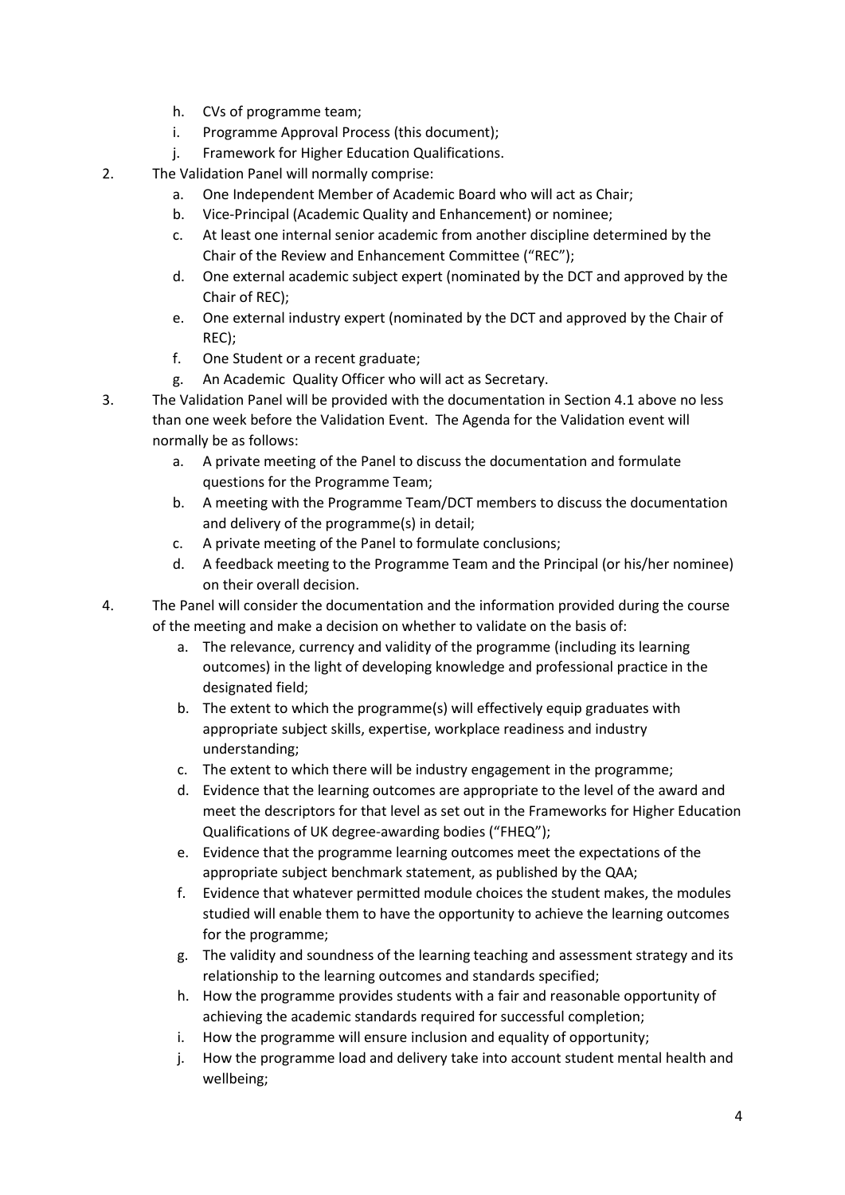h. CVs of programme team;
i. Programme Approval Process (this document);
j. Framework for Higher Education Qualifications.

2. The Validation Panel will normally comprise:
   a. One Independent Member of Academic Board who will act as Chair;
   b. Vice-Principal (Academic Quality and Enhancement) or nominee;
   c. At least one internal senior academic from another discipline determined by the Chair of the Review and Enhancement Committee ("REC");
   d. One external academic subject expert (nominated by the DCT and approved by the Chair of REC);
   e. One external industry expert (nominated by the DCT and approved by the Chair of REC);
   f. One Student or a recent graduate;
   g. An Academic Quality Officer who will act as Secretary.

3. The Validation Panel will be provided with the documentation in Section 4.1 above no less than one week before the Validation Event. The Agenda for the Validation event will normally be as follows:
   a. A private meeting of the Panel to discuss the documentation and formulate questions for the Programme Team;
   b. A meeting with the Programme Team/DCT members to discuss the documentation and delivery of the programme(s) in detail;
   c. A private meeting of the Panel to formulate conclusions;
   d. A feedback meeting to the Programme Team and the Principal (or his/her nominee) on their overall decision.

4. The Panel will consider the documentation and the information provided during the course of the meeting and make a decision on whether to validate on the basis of:
   a. The relevance, currency and validity of the programme (including its learning outcomes) in the light of developing knowledge and professional practice in the designated field;
   b. The extent to which the programme(s) will effectively equip graduates with appropriate subject skills, expertise, workplace readiness and industry understanding;
   c. The extent to which there will be industry engagement in the programme;
   d. Evidence that the learning outcomes are appropriate to the level of the award and meet the descriptors for that level as set out in the Frameworks for Higher Education Qualifications of UK degree-awarding bodies ("FHEQ");
   e. Evidence that the programme learning outcomes meet the expectations of the appropriate subject benchmark statement, as published by the QAA;
   f. Evidence that whatever permitted module choices the student makes, the modules studied will enable them to have the opportunity to achieve the learning outcomes for the programme;
   g. The validity and soundness of the learning teaching and assessment strategy and its relationship to the learning outcomes and standards specified;
   h. How the programme provides students with a fair and reasonable opportunity of achieving the academic standards required for successful completion;
   i. How the programme will ensure inclusion and equality of opportunity;
   j. How the programme load and delivery take into account student mental health and wellbeing;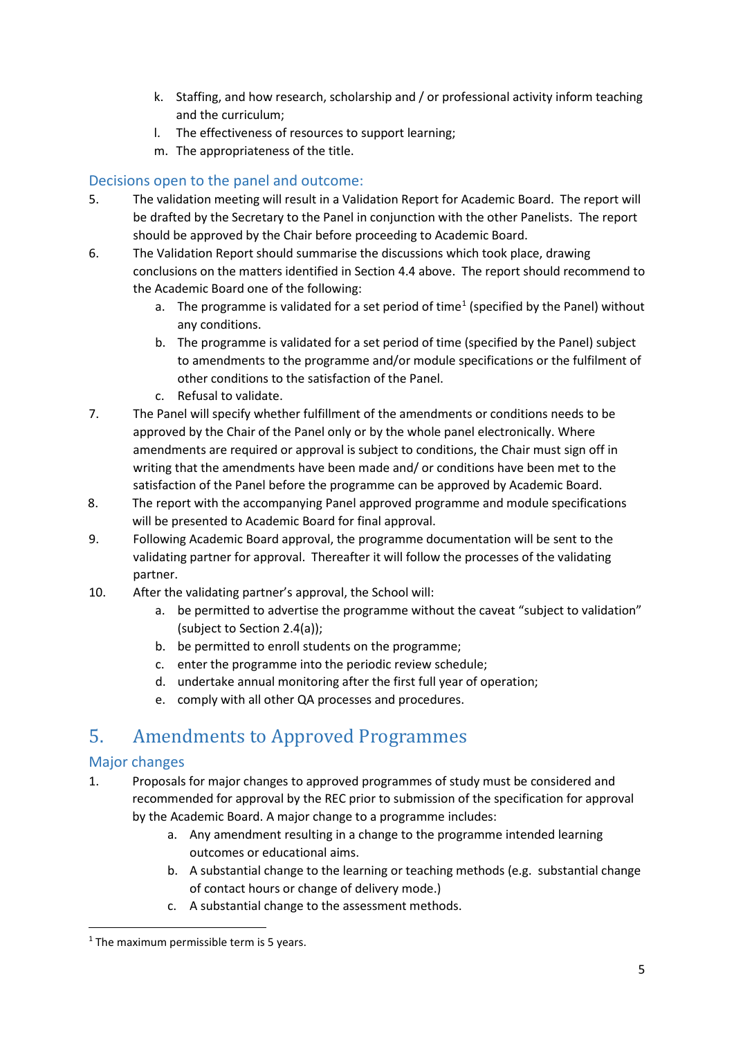k. Staffing, and how research, scholarship and / or professional activity inform teaching and the curriculum;
l. The effectiveness of resources to support learning;
m. The appropriateness of the title.

### Decisions open to the panel and outcome:

5. The validation meeting will result in a Validation Report for Academic Board. The report will be drafted by the Secretary to the Panel in conjunction with the other Panelists. The report should be approved by the Chair before proceeding to Academic Board.
6. The Validation Report should summarise the discussions which took place, drawing conclusions on the matters identified in Section 4.4 above. The report should recommend to the Academic Board one of the following:
   a. The programme is validated for a set period of time[1] (specified by the Panel) without any conditions.
   b. The programme is validated for a set period of time (specified by the Panel) subject to amendments to the programme and/or module specifications or the fulfilment of other conditions to the satisfaction of the Panel.
   c. Refusal to validate.
7. The Panel will specify whether fulfillment of the amendments or conditions needs to be approved by the Chair of the Panel only or by the whole panel electronically. Where amendments are required or approval is subject to conditions, the Chair must sign off in writing that the amendments have been made and/ or conditions have been met to the satisfaction of the Panel before the programme can be approved by Academic Board.
8. The report with the accompanying Panel approved programme and module specifications will be presented to Academic Board for final approval.
9. Following Academic Board approval, the programme documentation will be sent to the validating partner for approval. Thereafter it will follow the processes of the validating partner.
10. After the validating partner's approval, the School will:
    a. be permitted to advertise the programme without the caveat "subject to validation" (subject to Section 2.4(a));
    b. be permitted to enroll students on the programme;
    c. enter the programme into the periodic review schedule;
    d. undertake annual monitoring after the first full year of operation;
    e. comply with all other QA processes and procedures.

## 5. Amendments to Approved Programmes

### Major changes

1. Proposals for major changes to approved programmes of study must be considered and recommended for approval by the REC prior to submission of the specification for approval by the Academic Board. A major change to a programme includes:
   a. Any amendment resulting in a change to the programme intended learning outcomes or educational aims.
   b. A substantial change to the learning or teaching methods (e.g. substantial change of contact hours or change of delivery mode.)
   c. A substantial change to the assessment methods.

[1] The maximum permissible term is 5 years.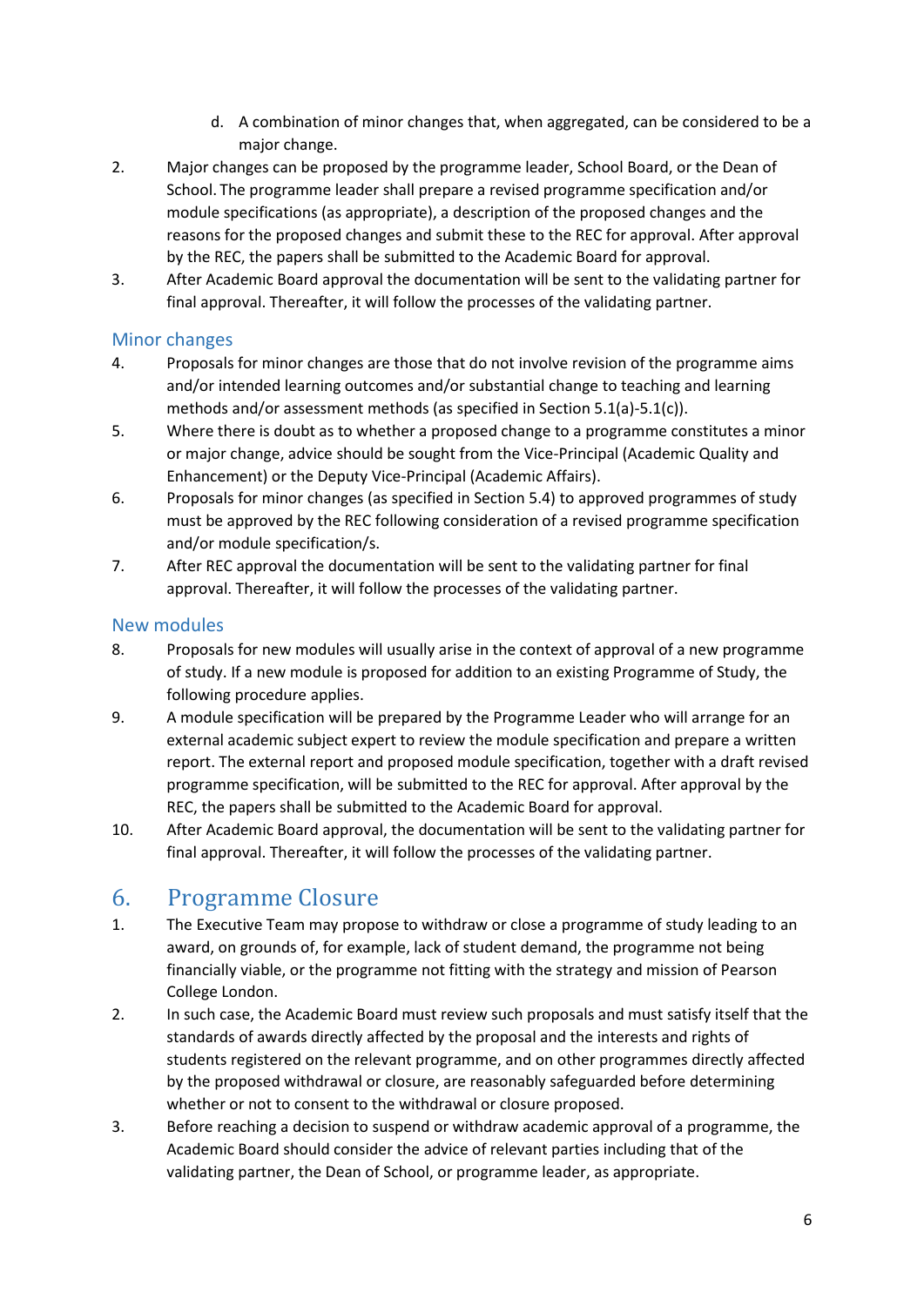d. A combination of minor changes that, when aggregated, can be considered to be a major change.

2. Major changes can be proposed by the programme leader, School Board, or the Dean of School. The programme leader shall prepare a revised programme specification and/or module specifications (as appropriate), a description of the proposed changes and the reasons for the proposed changes and submit these to the REC for approval. After approval by the REC, the papers shall be submitted to the Academic Board for approval.
3. After Academic Board approval the documentation will be sent to the validating partner for final approval. Thereafter, it will follow the processes of the validating partner.

### Minor changes

4. Proposals for minor changes are those that do not involve revision of the programme aims and/or intended learning outcomes and/or substantial change to teaching and learning methods and/or assessment methods (as specified in Section 5.1(a)-5.1(c)).
5. Where there is doubt as to whether a proposed change to a programme constitutes a minor or major change, advice should be sought from the Vice-Principal (Academic Quality and Enhancement) or the Deputy Vice-Principal (Academic Affairs).
6. Proposals for minor changes (as specified in Section 5.4) to approved programmes of study must be approved by the REC following consideration of a revised programme specification and/or module specification/s.
7. After REC approval the documentation will be sent to the validating partner for final approval. Thereafter, it will follow the processes of the validating partner.

### New modules

8. Proposals for new modules will usually arise in the context of approval of a new programme of study. If a new module is proposed for addition to an existing Programme of Study, the following procedure applies.
9. A module specification will be prepared by the Programme Leader who will arrange for an external academic subject expert to review the module specification and prepare a written report. The external report and proposed module specification, together with a draft revised programme specification, will be submitted to the REC for approval. After approval by the REC, the papers shall be submitted to the Academic Board for approval.
10. After Academic Board approval, the documentation will be sent to the validating partner for final approval. Thereafter, it will follow the processes of the validating partner.

## 6. Programme Closure

1. The Executive Team may propose to withdraw or close a programme of study leading to an award, on grounds of, for example, lack of student demand, the programme not being financially viable, or the programme not fitting with the strategy and mission of Pearson College London.
2. In such case, the Academic Board must review such proposals and must satisfy itself that the standards of awards directly affected by the proposal and the interests and rights of students registered on the relevant programme, and on other programmes directly affected by the proposed withdrawal or closure, are reasonably safeguarded before determining whether or not to consent to the withdrawal or closure proposed.
3. Before reaching a decision to suspend or withdraw academic approval of a programme, the Academic Board should consider the advice of relevant parties including that of the validating partner, the Dean of School, or programme leader, as appropriate.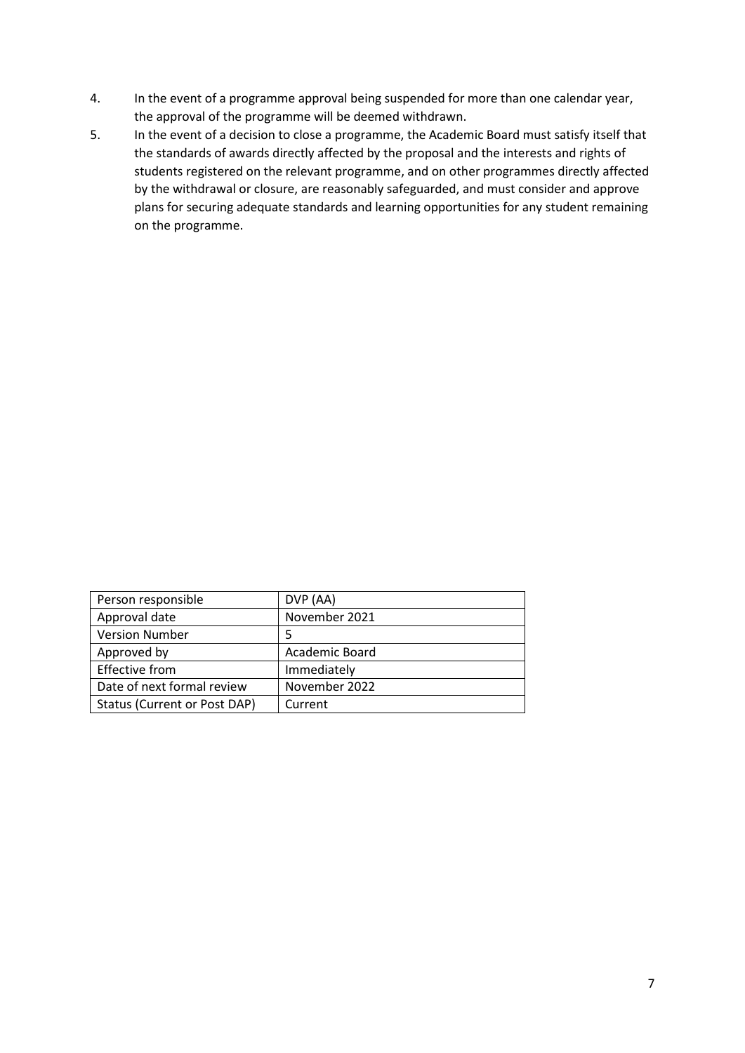4. In the event of a programme approval being suspended for more than one calendar year, the approval of the programme will be deemed withdrawn.
5. In the event of a decision to close a programme, the Academic Board must satisfy itself that the standards of awards directly affected by the proposal and the interests and rights of students registered on the relevant programme, and on other programmes directly affected by the withdrawal or closure, are reasonably safeguarded, and must consider and approve plans for securing adequate standards and learning opportunities for any student remaining on the programme.

| | |
|---|---|
| Person responsible | DVP (AA) |
| Approval date | November 2021 |
| Version Number | 5 |
| Approved by | Academic Board |
| Effective from | Immediately |
| Date of next formal review | November 2022 |
| Status (Current or Post DAP) | Current |